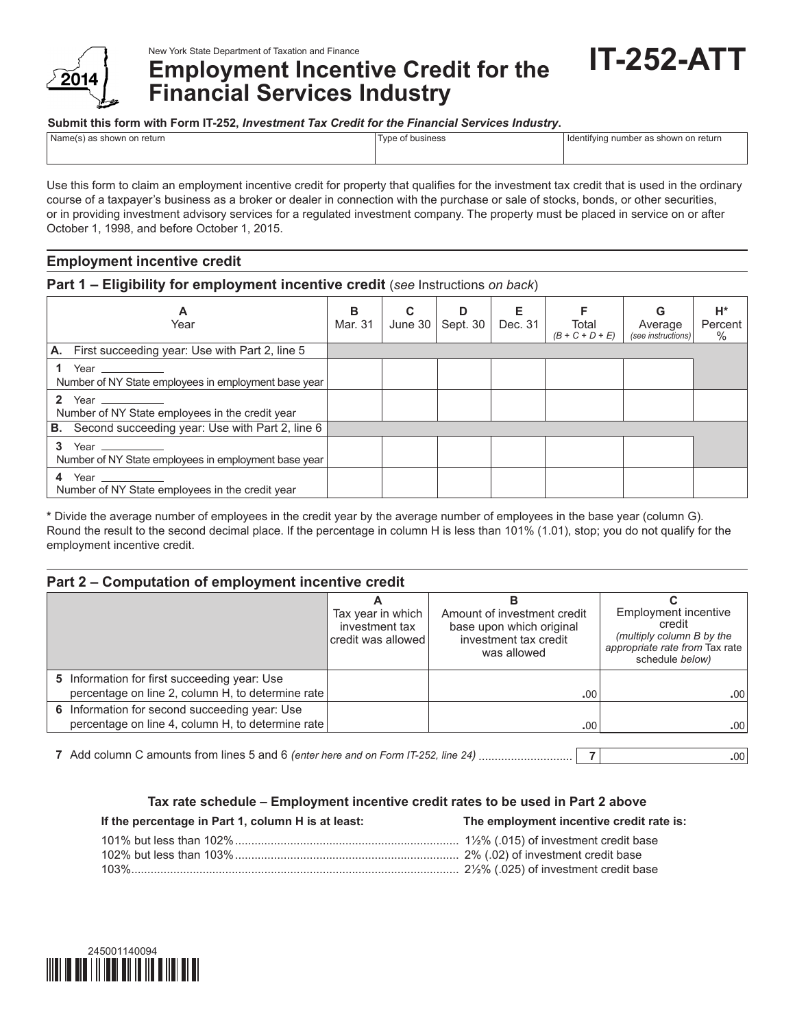New York State Department of Taxation and Finance

2014

# Employment Incentive Credit for the Financial Services Industry

# IT-252-ATT

**Submit this form with Form IT-252, *Investment Tax Credit for the Financial Services Industry*.**

| Name(s) as shown on return | Type of business | Identifying number as shown on return |
|---|---|---|
| | | |

Use this form to claim an employment incentive credit for property that qualifies for the investment tax credit that is used in the ordinary course of a taxpayer's business as a broker or dealer in connection with the purchase or sale of stocks, bonds, or other securities, or in providing investment advisory services for a regulated investment company. The property must be placed in service on or after October 1, 1998, and before October 1, 2015.

## Employment incentive credit

### Part 1 – Eligibility for employment incentive credit (*see* Instructions *on back*)

| A Year | B Mar. 31 | C June 30 | D Sept. 30 | E Dec. 31 | F Total *(B + C + D + E)* | G Average *(see instructions)* | H* Percent % |
|---|---|---|---|---|---|---|---|
| **A.** First succeeding year: Use with Part 2, line 5 | | | | | | | |
| **1** Year ________ Number of NY State employees in employment base year | | | | | | | |
| **2** Year ________ Number of NY State employees in the credit year | | | | | | | |
| **B.** Second succeeding year: Use with Part 2, line 6 | | | | | | | |
| **3** Year ________ Number of NY State employees in employment base year | | | | | | | |
| **4** Year ________ Number of NY State employees in the credit year | | | | | | | |

**\*** Divide the average number of employees in the credit year by the average number of employees in the base year (column G). Round the result to the second decimal place. If the percentage in column H is less than 101% (1.01), stop; you do not qualify for the employment incentive credit.

### Part 2 – Computation of employment incentive credit

| | A Tax year in which investment tax credit was allowed | B Amount of investment credit base upon which original investment tax credit was allowed | C Employment incentive credit *(multiply column B by the appropriate rate from* Tax rate schedule *below)* |
|---|---|---|---|
| **5** Information for first succeeding year: Use percentage on line 2, column H, to determine rate | | .00 | .00 |
| **6** Information for second succeeding year: Use percentage on line 4, column H, to determine rate | | .00 | .00 |

**7** Add column C amounts from lines 5 and 6 *(enter here and on Form IT-252, line 24)* .................... **7** .00

#### Tax rate schedule – Employment incentive credit rates to be used in Part 2 above

| If the percentage in Part 1, column H is at least: | The employment incentive credit rate is: |
|---|---|
| 101% but less than 102% | 1½% (.015) of investment credit base |
| 102% but less than 103% | 2% (.02) of investment credit base |
| 103% | 2½% (.025) of investment credit base |

245001140094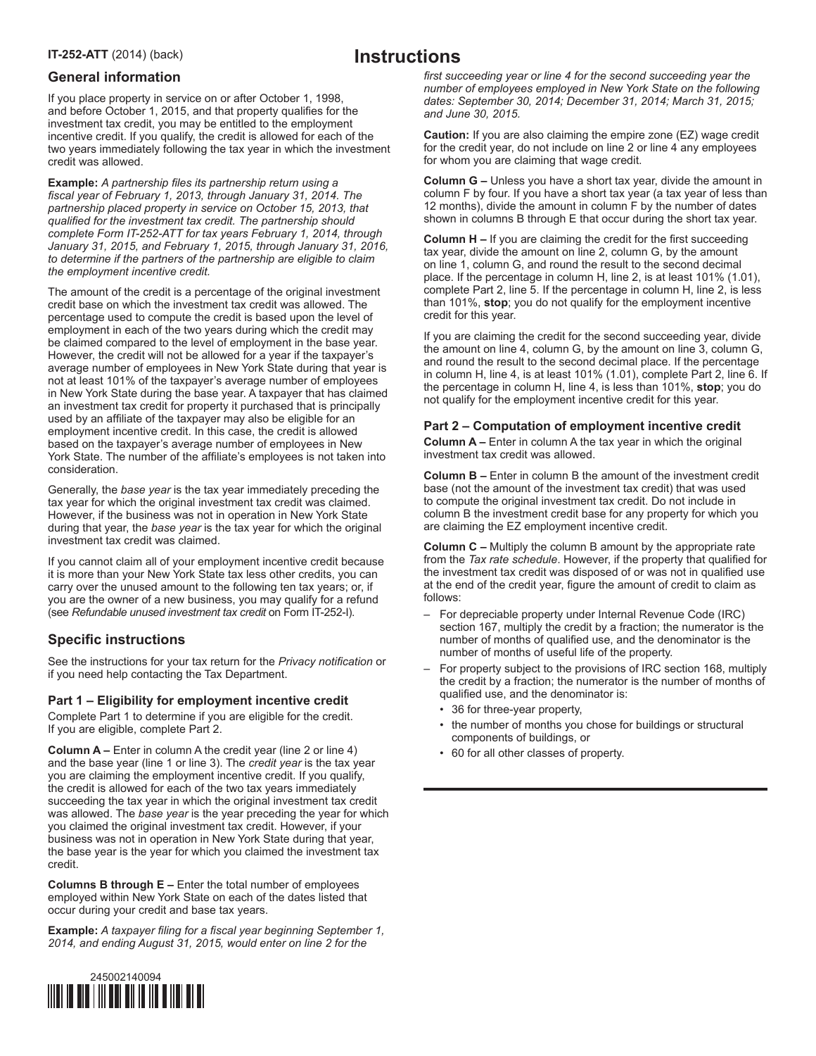# Instructions

## General information

If you place property in service on or after October 1, 1998, and before October 1, 2015, and that property qualifies for the investment tax credit, you may be entitled to the employment incentive credit. If you qualify, the credit is allowed for each of the two years immediately following the tax year in which the investment credit was allowed.

**Example:** *A partnership files its partnership return using a fiscal year of February 1, 2013, through January 31, 2014. The partnership placed property in service on October 15, 2013, that qualified for the investment tax credit. The partnership should complete Form IT-252-ATT for tax years February 1, 2014, through January 31, 2015, and February 1, 2015, through January 31, 2016, to determine if the partners of the partnership are eligible to claim the employment incentive credit.*

The amount of the credit is a percentage of the original investment credit base on which the investment tax credit was allowed. The percentage used to compute the credit is based upon the level of employment in each of the two years during which the credit may be claimed compared to the level of employment in the base year. However, the credit will not be allowed for a year if the taxpayer's average number of employees in New York State during that year is not at least 101% of the taxpayer's average number of employees in New York State during the base year. A taxpayer that has claimed an investment tax credit for property it purchased that is principally used by an affiliate of the taxpayer may also be eligible for an employment incentive credit. In this case, the credit is allowed based on the taxpayer's average number of employees in New York State. The number of the affiliate's employees is not taken into consideration.

Generally, the *base year* is the tax year immediately preceding the tax year for which the original investment tax credit was claimed. However, if the business was not in operation in New York State during that year, the *base year* is the tax year for which the original investment tax credit was claimed.

If you cannot claim all of your employment incentive credit because it is more than your New York State tax less other credits, you can carry over the unused amount to the following ten tax years; or, if you are the owner of a new business, you may qualify for a refund (see *Refundable unused investment tax credit* on Form IT-252-I).

## Specific instructions

See the instructions for your tax return for the *Privacy notification* or if you need help contacting the Tax Department.

### Part 1 – Eligibility for employment incentive credit

Complete Part 1 to determine if you are eligible for the credit. If you are eligible, complete Part 2.

**Column A –** Enter in column A the credit year (line 2 or line 4) and the base year (line 1 or line 3). The *credit year* is the tax year you are claiming the employment incentive credit. If you qualify, the credit is allowed for each of the two tax years immediately succeeding the tax year in which the original investment tax credit was allowed. The *base year* is the year preceding the year for which you claimed the original investment tax credit. However, if your business was not in operation in New York State during that year, the base year is the year for which you claimed the investment tax credit.

**Columns B through E –** Enter the total number of employees employed within New York State on each of the dates listed that occur during your credit and base tax years.

**Example:** *A taxpayer filing for a fiscal year beginning September 1, 2014, and ending August 31, 2015, would enter on line 2 for the first succeeding year or line 4 for the second succeeding year the number of employees employed in New York State on the following dates: September 30, 2014; December 31, 2014; March 31, 2015; and June 30, 2015.*

**Caution:** If you are also claiming the empire zone (EZ) wage credit for the credit year, do not include on line 2 or line 4 any employees for whom you are claiming that wage credit.

**Column G –** Unless you have a short tax year, divide the amount in column F by four. If you have a short tax year (a tax year of less than 12 months), divide the amount in column F by the number of dates shown in columns B through E that occur during the short tax year.

**Column H –** If you are claiming the credit for the first succeeding tax year, divide the amount on line 2, column G, by the amount on line 1, column G, and round the result to the second decimal place. If the percentage in column H, line 2, is at least 101% (1.01), complete Part 2, line 5. If the percentage in column H, line 2, is less than 101%, **stop**; you do not qualify for the employment incentive credit for this year.

If you are claiming the credit for the second succeeding year, divide the amount on line 4, column G, by the amount on line 3, column G, and round the result to the second decimal place. If the percentage in column H, line 4, is at least 101% (1.01), complete Part 2, line 6. If the percentage in column H, line 4, is less than 101%, **stop**; you do not qualify for the employment incentive credit for this year.

### Part 2 – Computation of employment incentive credit

**Column A –** Enter in column A the tax year in which the original investment tax credit was allowed.

**Column B –** Enter in column B the amount of the investment credit base (not the amount of the investment tax credit) that was used to compute the original investment tax credit. Do not include in column B the investment credit base for any property for which you are claiming the EZ employment incentive credit.

**Column C –** Multiply the column B amount by the appropriate rate from the *Tax rate schedule*. However, if the property that qualified for the investment tax credit was disposed of or was not in qualified use at the end of the credit year, figure the amount of credit to claim as follows:

- For depreciable property under Internal Revenue Code (IRC) section 167, multiply the credit by a fraction; the numerator is the number of months of qualified use, and the denominator is the number of months of useful life of the property.
- For property subject to the provisions of IRC section 168, multiply the credit by a fraction; the numerator is the number of months of qualified use, and the denominator is:
  - 36 for three-year property,
  - the number of months you chose for buildings or structural components of buildings, or
  - 60 for all other classes of property.